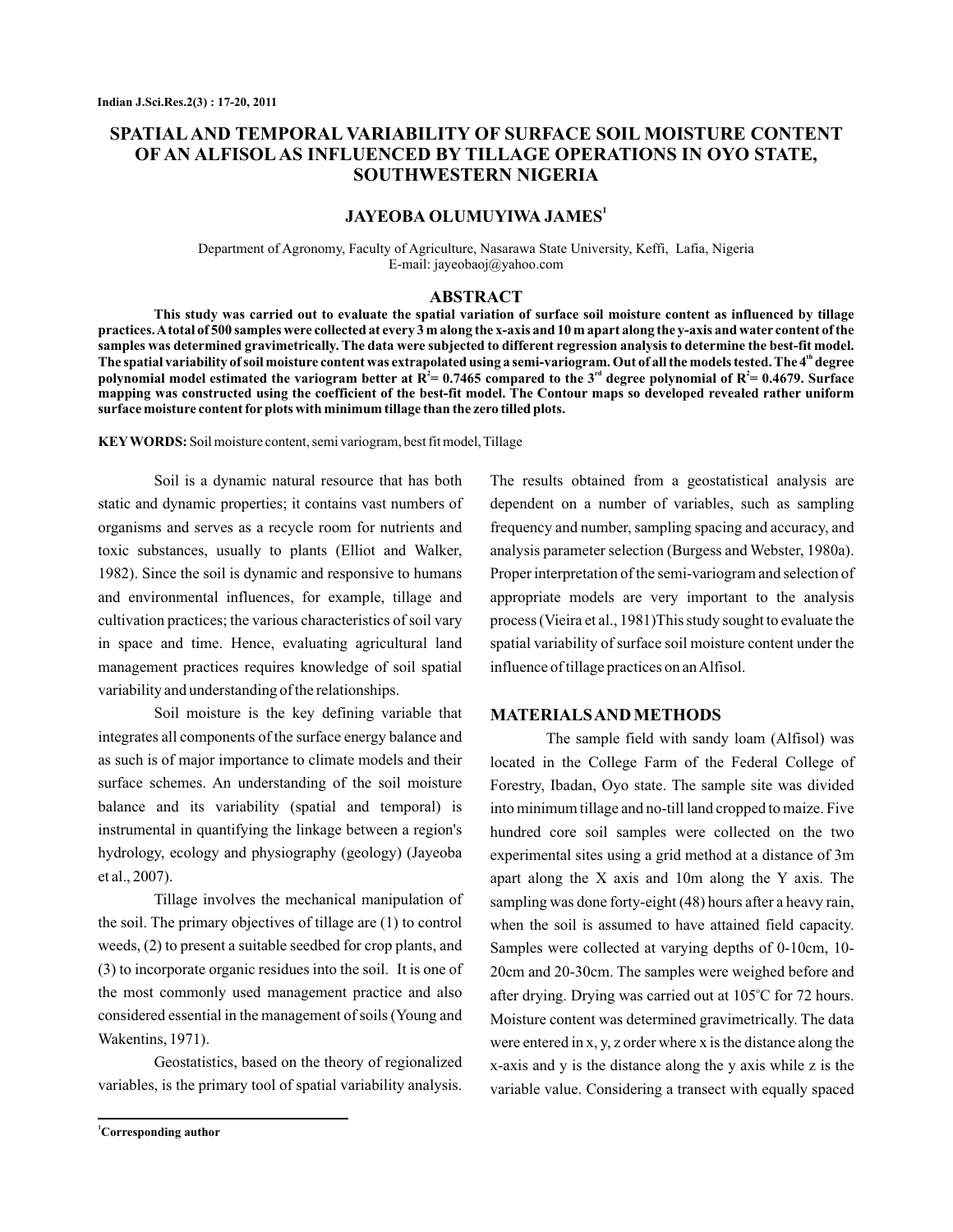# SPATIAL AND TEMPORAL VARIABILITY OF SURFACE SOIL MOISTURE CONTENT OF AN ALFISOL AS INFLUENCED BY TILLAGE OPERATIONS IN OYO STATE, SOUTHWESTERN NIGERIA

**JAYEOBA OLUMUYIWA JAMES[1]**

Department of Agronomy, Faculty of Agriculture, Nasarawa State University, Keffi, Lafia, Nigeria
E-mail: jayeobaoj@yahoo.com

## ABSTRACT

**This study was carried out to evaluate the spatial variation of surface soil moisture content as influenced by tillage practices. A total of 500 samples were collected at every 3 m along the x-axis and 10 m apart along the y-axis and water content of the samples was determined gravimetrically. The data were subjected to different regression analysis to determine the best-fit model. The spatial variability of soil moisture content was extrapolated using a semi-variogram. Out of all the models tested. The 4th degree polynomial model estimated the variogram better at $R^2$= 0.7465 compared to the 3rd degree polynomial of $R^2$= 0.4679. Surface mapping was constructed using the coefficient of the best-fit model. The Contour maps so developed revealed rather uniform surface moisture content for plots with minimum tillage than the zero tilled plots.**

**KEY WORDS:** Soil moisture content, semi variogram, best fit model, Tillage

Soil is a dynamic natural resource that has both static and dynamic properties; it contains vast numbers of organisms and serves as a recycle room for nutrients and toxic substances, usually to plants (Elliot and Walker, 1982). Since the soil is dynamic and responsive to humans and environmental influences, for example, tillage and cultivation practices; the various characteristics of soil vary in space and time. Hence, evaluating agricultural land management practices requires knowledge of soil spatial variability and understanding of the relationships.

Soil moisture is the key defining variable that integrates all components of the surface energy balance and as such is of major importance to climate models and their surface schemes. An understanding of the soil moisture balance and its variability (spatial and temporal) is instrumental in quantifying the linkage between a region's hydrology, ecology and physiography (geology) (Jayeoba et al., 2007).

Tillage involves the mechanical manipulation of the soil. The primary objectives of tillage are (1) to control weeds, (2) to present a suitable seedbed for crop plants, and (3) to incorporate organic residues into the soil. It is one of the most commonly used management practice and also considered essential in the management of soils (Young and Wakentins, 1971).

Geostatistics, based on the theory of regionalized variables, is the primary tool of spatial variability analysis. The results obtained from a geostatistical analysis are dependent on a number of variables, such as sampling frequency and number, sampling spacing and accuracy, and analysis parameter selection (Burgess and Webster, 1980a). Proper interpretation of the semi-variogram and selection of appropriate models are very important to the analysis process (Vieira et al., 1981)This study sought to evaluate the spatial variability of surface soil moisture content under the influence of tillage practices on an Alfisol.

## MATERIALS AND METHODS

The sample field with sandy loam (Alfisol) was located in the College Farm of the Federal College of Forestry, Ibadan, Oyo state. The sample site was divided into minimum tillage and no-till land cropped to maize. Five hundred core soil samples were collected on the two experimental sites using a grid method at a distance of 3m apart along the X axis and 10m along the Y axis. The sampling was done forty-eight (48) hours after a heavy rain, when the soil is assumed to have attained field capacity. Samples were collected at varying depths of 0-10cm, 10-20cm and 20-30cm. The samples were weighed before and after drying. Drying was carried out at 105°C for 72 hours. Moisture content was determined gravimetrically. The data were entered in x, y, z order where x is the distance along the x-axis and y is the distance along the y axis while z is the variable value. Considering a transect with equally spaced

[1]**Corresponding author**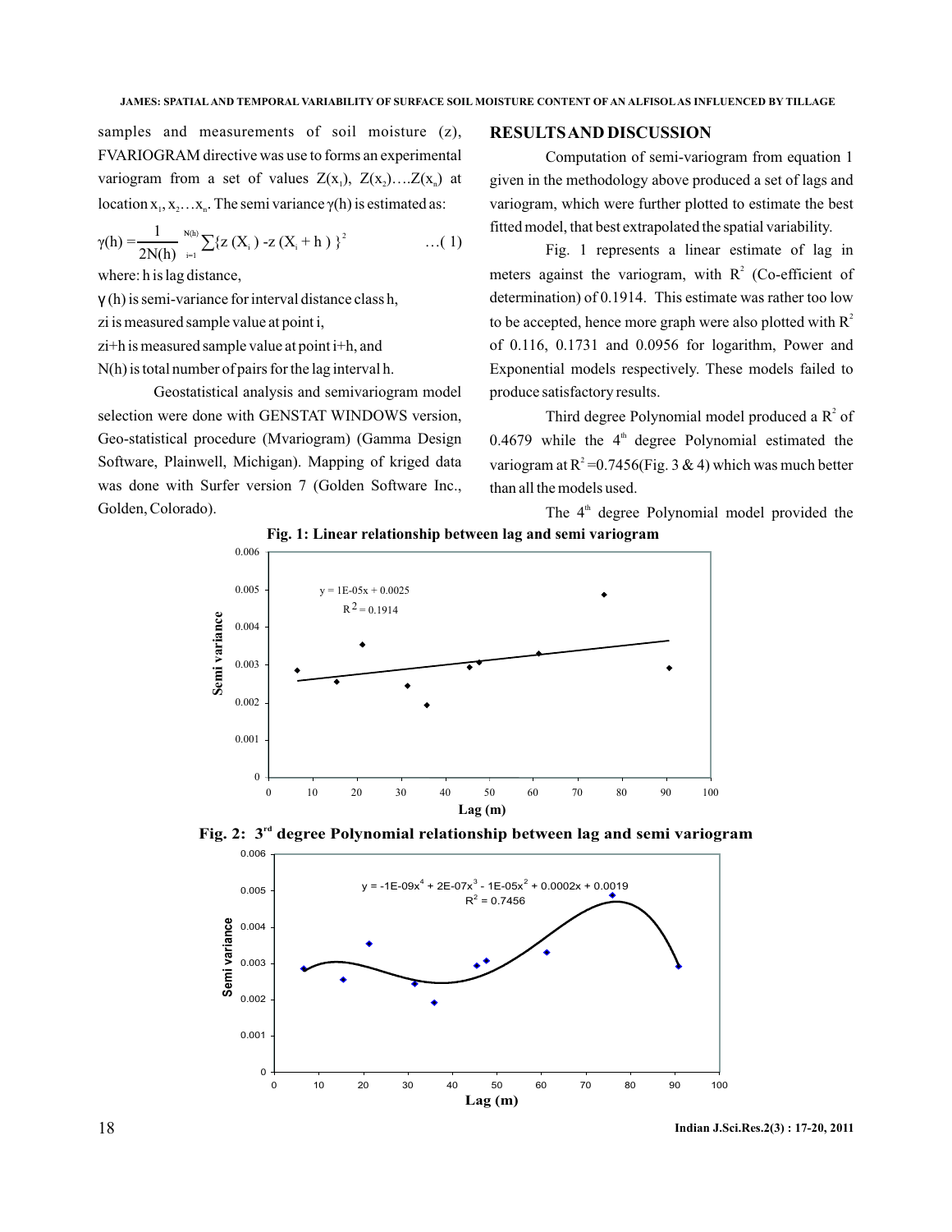samples and measurements of soil moisture (z), FVARIOGRAM directive was use to forms an experimental variogram from a set of values $Z(x_1)$, $Z(x_2)$….$Z(x_n)$ at location $x_1, x_2 \ldots x_n$. The semi variance $\gamma(h)$ is estimated as:

$$\gamma(h) = \frac{1}{2N(h)} \sum_{i=1}^{N(h)} \{z(X_i) - z(X_i + h)\}^2 \quad \ldots(1)$$

where: h is lag distance,

$\gamma$ (h) is semi-variance for interval distance class h,

zi is measured sample value at point i,

zi+h is measured sample value at point i+h, and

N(h) is total number of pairs for the lag interval h.

Geostatistical analysis and semivariogram model selection were done with GENSTAT WINDOWS version, Geo-statistical procedure (Mvariogram) (Gamma Design Software, Plainwell, Michigan). Mapping of kriged data was done with Surfer version 7 (Golden Software Inc., Golden, Colorado).

## RESULTS AND DISCUSSION

Computation of semi-variogram from equation 1 given in the methodology above produced a set of lags and variogram, which were further plotted to estimate the best fitted model, that best extrapolated the spatial variability.

Fig. 1 represents a linear estimate of lag in meters against the variogram, with $R^2$ (Co-efficient of determination) of 0.1914. This estimate was rather too low to be accepted, hence more graph were also plotted with $R^2$ of 0.116, 0.1731 and 0.0956 for logarithm, Power and Exponential models respectively. These models failed to produce satisfactory results.

Third degree Polynomial model produced a $R^2$ of 0.4679 while the 4th degree Polynomial estimated the variogram at $R^2$=0.7456(Fig. 3 & 4) which was much better than all the models used.

The 4th degree Polynomial model provided the

**Fig. 1: Linear relationship between lag and semi variogram**

$y = 1E\text{-}05x + 0.0025$, $R^2 = 0.1914$

**Fig. 2: 3rd degree Polynomial relationship between lag and semi variogram**

$y = -1E\text{-}09x^4 + 2E\text{-}07x^3 - 1E\text{-}05x^2 + 0.0002x + 0.0019$, $R^2 = 0.7456$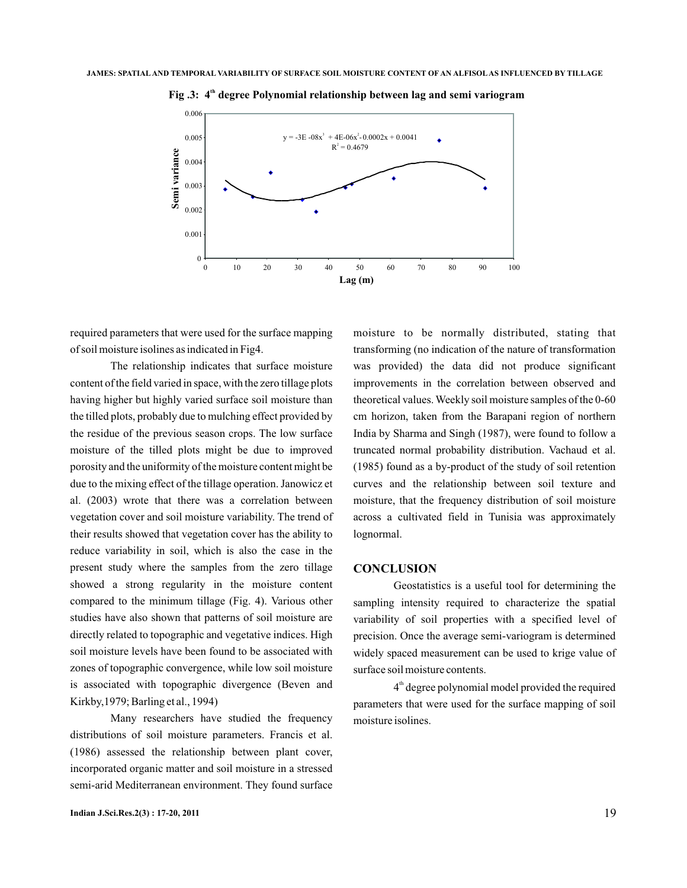**Fig .3: 4th degree Polynomial relationship between lag and semi variogram**

required parameters that were used for the surface mapping of soil moisture isolines as indicated in Fig4.

The relationship indicates that surface moisture content of the field varied in space, with the zero tillage plots having higher but highly varied surface soil moisture than the tilled plots, probably due to mulching effect provided by the residue of the previous season crops. The low surface moisture of the tilled plots might be due to improved porosity and the uniformity of the moisture content might be due to the mixing effect of the tillage operation. Janowicz et al. (2003) wrote that there was a correlation between vegetation cover and soil moisture variability. The trend of their results showed that vegetation cover has the ability to reduce variability in soil, which is also the case in the present study where the samples from the zero tillage showed a strong regularity in the moisture content compared to the minimum tillage (Fig. 4). Various other studies have also shown that patterns of soil moisture are directly related to topographic and vegetative indices. High soil moisture levels have been found to be associated with zones of topographic convergence, while low soil moisture is associated with topographic divergence (Beven and Kirkby,1979; Barling et al., 1994)

Many researchers have studied the frequency distributions of soil moisture parameters. Francis et al. (1986) assessed the relationship between plant cover, incorporated organic matter and soil moisture in a stressed semi-arid Mediterranean environment. They found surface moisture to be normally distributed, stating that transforming (no indication of the nature of transformation was provided) the data did not produce significant improvements in the correlation between observed and theoretical values. Weekly soil moisture samples of the 0-60 cm horizon, taken from the Barapani region of northern India by Sharma and Singh (1987), were found to follow a truncated normal probability distribution. Vachaud et al. (1985) found as a by-product of the study of soil retention curves and the relationship between soil texture and moisture, that the frequency distribution of soil moisture across a cultivated field in Tunisia was approximately lognormal.

## CONCLUSION

Geostatistics is a useful tool for determining the sampling intensity required to characterize the spatial variability of soil properties with a specified level of precision. Once the average semi-variogram is determined widely spaced measurement can be used to krige value of surface soil moisture contents.

4th degree polynomial model provided the required parameters that were used for the surface mapping of soil moisture isolines.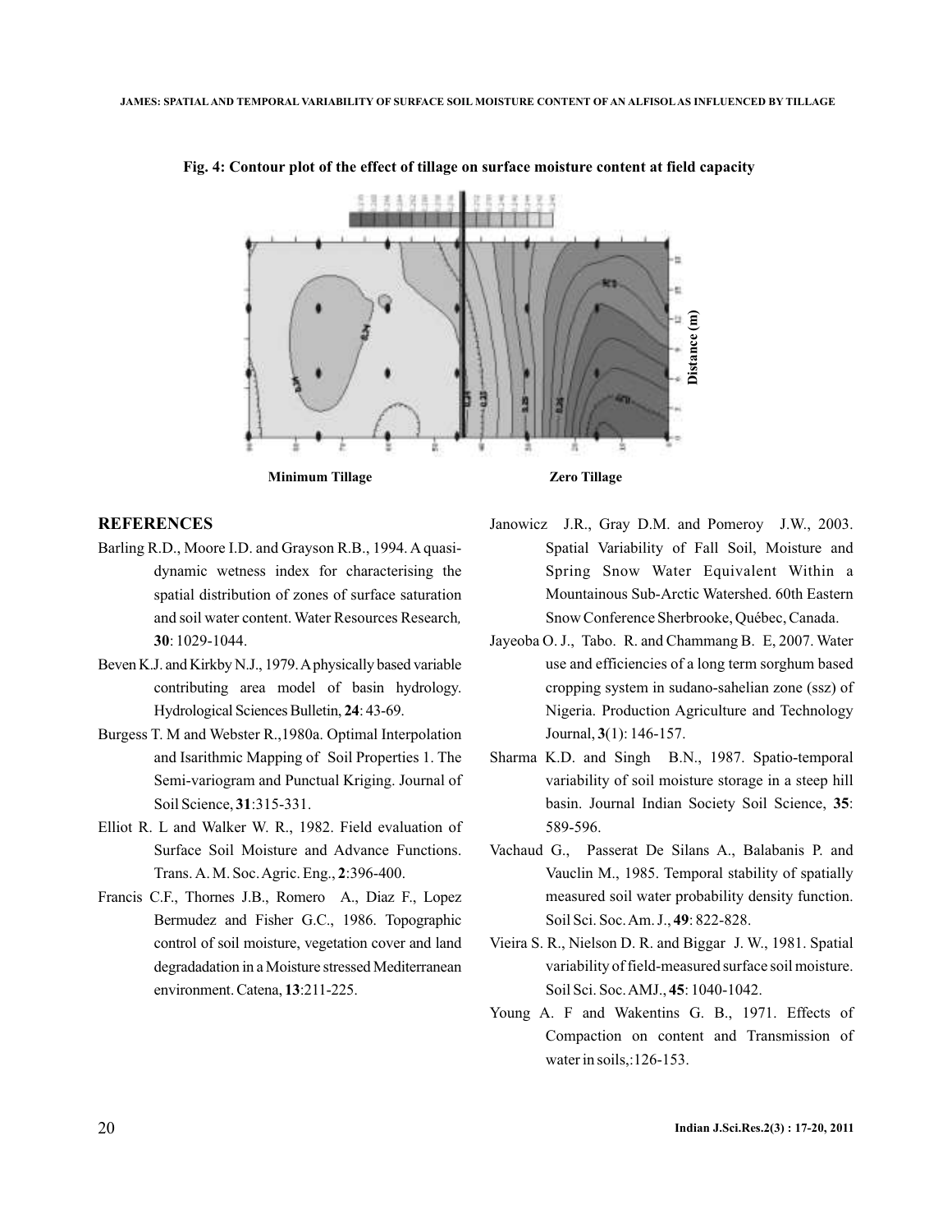**Fig. 4: Contour plot of the effect of tillage on surface moisture content at field capacity**

Distance (m)

Minimum Tillage

Zero Tillage

## REFERENCES

Barling R.D., Moore I.D. and Grayson R.B., 1994. A quasi-dynamic wetness index for characterising the spatial distribution of zones of surface saturation and soil water content. Water Resources Research, **30**: 1029-1044.

Beven K.J. and Kirkby N.J., 1979. A physically based variable contributing area model of basin hydrology. Hydrological Sciences Bulletin, **24**: 43-69.

Burgess T. M and Webster R.,1980a. Optimal Interpolation and Isarithmic Mapping of Soil Properties 1. The Semi-variogram and Punctual Kriging. Journal of Soil Science, **31**:315-331.

Elliot R. L and Walker W. R., 1982. Field evaluation of Surface Soil Moisture and Advance Functions. Trans. A. M. Soc. Agric. Eng., **2**:396-400.

Francis C.F., Thornes J.B., Romero A., Diaz F., Lopez Bermudez and Fisher G.C., 1986. Topographic control of soil moisture, vegetation cover and land degradadation in a Moisture stressed Mediterranean environment. Catena, **13**:211-225.

Janowicz J.R., Gray D.M. and Pomeroy J.W., 2003. Spatial Variability of Fall Soil, Moisture and Spring Snow Water Equivalent Within a Mountainous Sub-Arctic Watershed. 60th Eastern Snow Conference Sherbrooke, Québec, Canada.

Jayeoba O. J., Tabo. R. and Chammang B. E, 2007. Water use and efficiencies of a long term sorghum based cropping system in sudano-sahelian zone (ssz) of Nigeria. Production Agriculture and Technology Journal, **3**(1): 146-157.

Sharma K.D. and Singh B.N., 1987. Spatio-temporal variability of soil moisture storage in a steep hill basin. Journal Indian Society Soil Science, **35**: 589-596.

Vachaud G., Passerat De Silans A., Balabanis P. and Vauclin M., 1985. Temporal stability of spatially measured soil water probability density function. Soil Sci. Soc. Am. J., **49**: 822-828.

Vieira S. R., Nielson D. R. and Biggar J. W., 1981. Spatial variability of field-measured surface soil moisture. Soil Sci. Soc. AMJ., **45**: 1040-1042.

Young A. F and Wakentins G. B., 1971. Effects of Compaction on content and Transmission of water in soils,:126-153.